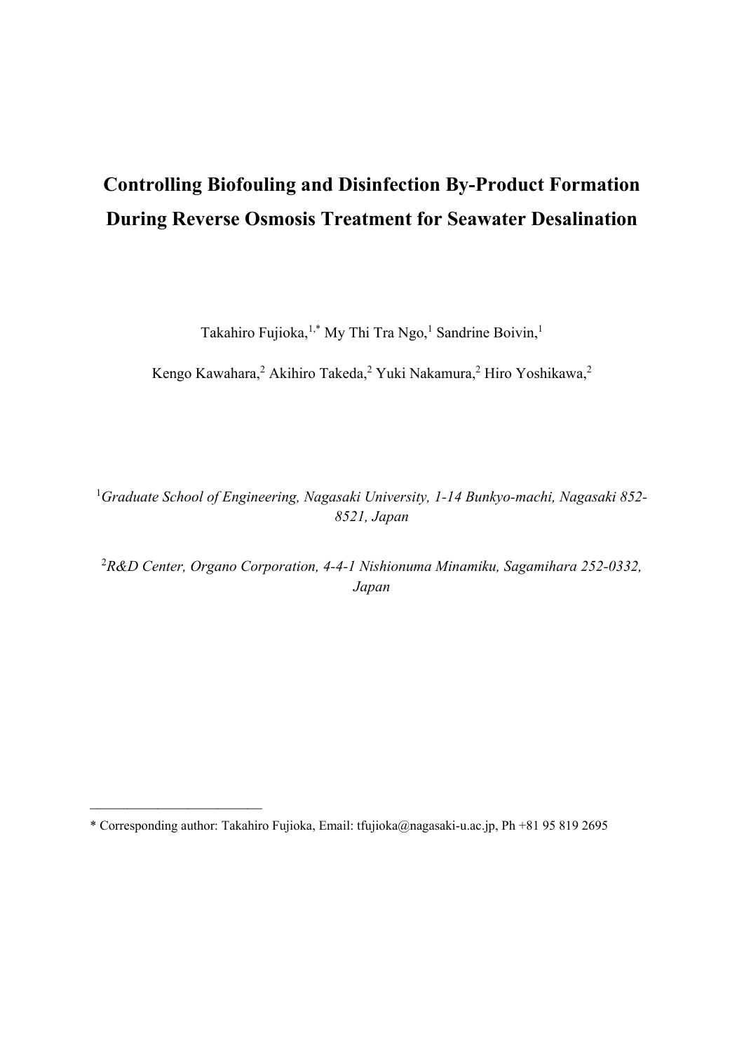# Controlling Biofouling and Disinfection By-Product Formation During Reverse Osmosis Treatment for Seawater Desalination

Takahiro Fujioka,[1,*] My Thi Tra Ngo,[1] Sandrine Boivin,[1]

Kengo Kawahara,[2] Akihiro Takeda,[2] Yuki Nakamura,[2] Hiro Yoshikawa,[2]

[1]*Graduate School of Engineering, Nagasaki University, 1-14 Bunkyo-machi, Nagasaki 852-8521, Japan*

[2]*R&D Center, Organo Corporation, 4-4-1 Nishionuma Minamiku, Sagamihara 252-0332, Japan*

---

* Corresponding author: Takahiro Fujioka, Email: tfujioka@nagasaki-u.ac.jp, Ph +81 95 819 2695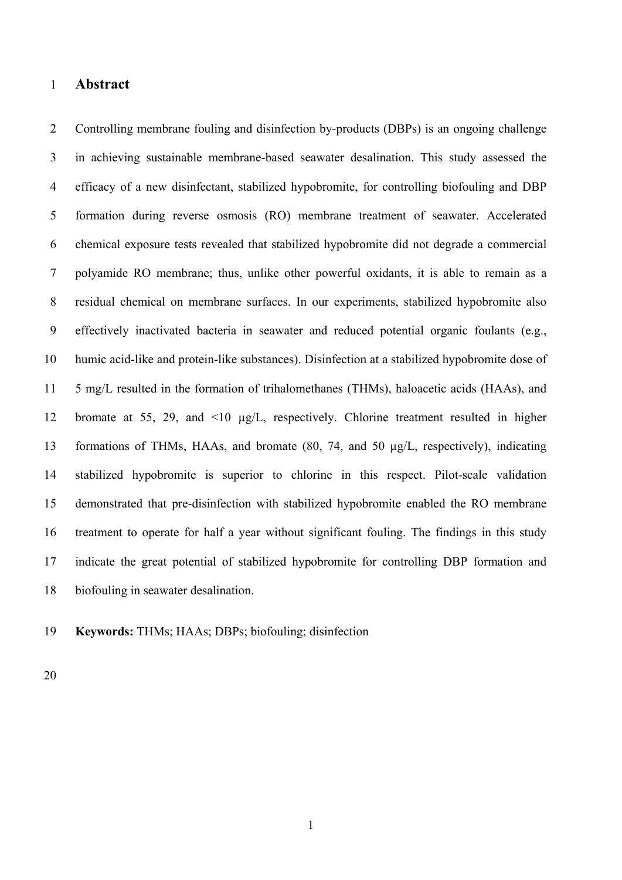## Abstract

Controlling membrane fouling and disinfection by-products (DBPs) is an ongoing challenge in achieving sustainable membrane-based seawater desalination. This study assessed the efficacy of a new disinfectant, stabilized hypobromite, for controlling biofouling and DBP formation during reverse osmosis (RO) membrane treatment of seawater. Accelerated chemical exposure tests revealed that stabilized hypobromite did not degrade a commercial polyamide RO membrane; thus, unlike other powerful oxidants, it is able to remain as a residual chemical on membrane surfaces. In our experiments, stabilized hypobromite also effectively inactivated bacteria in seawater and reduced potential organic foulants (e.g., humic acid-like and protein-like substances). Disinfection at a stabilized hypobromite dose of 5 mg/L resulted in the formation of trihalomethanes (THMs), haloacetic acids (HAAs), and bromate at 55, 29, and <10 μg/L, respectively. Chlorine treatment resulted in higher formations of THMs, HAAs, and bromate (80, 74, and 50 μg/L, respectively), indicating stabilized hypobromite is superior to chlorine in this respect. Pilot-scale validation demonstrated that pre-disinfection with stabilized hypobromite enabled the RO membrane treatment to operate for half a year without significant fouling. The findings in this study indicate the great potential of stabilized hypobromite for controlling DBP formation and biofouling in seawater desalination.

**Keywords:** THMs; HAAs; DBPs; biofouling; disinfection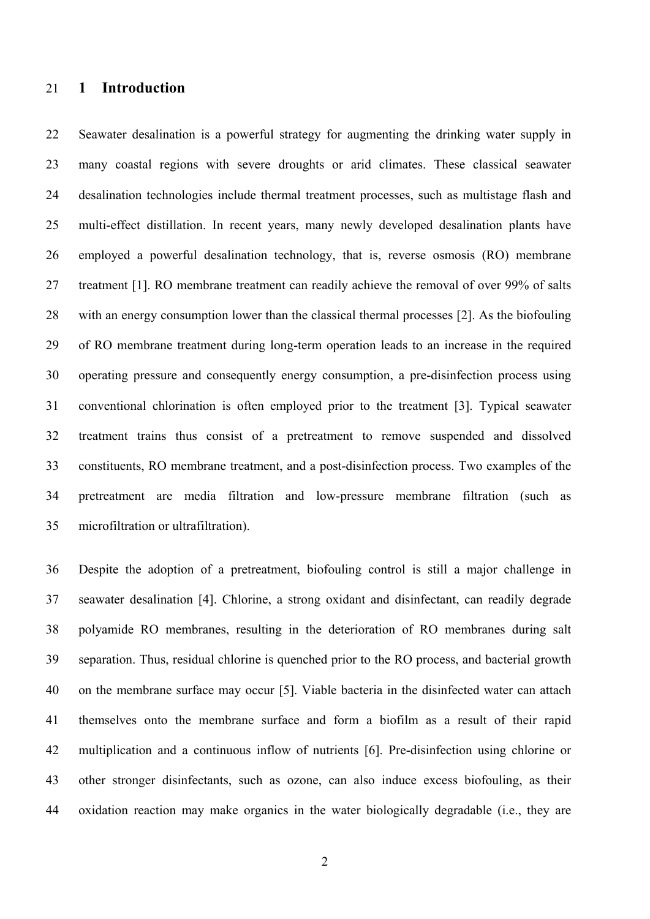# 1 Introduction

Seawater desalination is a powerful strategy for augmenting the drinking water supply in many coastal regions with severe droughts or arid climates. These classical seawater desalination technologies include thermal treatment processes, such as multistage flash and multi-effect distillation. In recent years, many newly developed desalination plants have employed a powerful desalination technology, that is, reverse osmosis (RO) membrane treatment [1]. RO membrane treatment can readily achieve the removal of over 99% of salts with an energy consumption lower than the classical thermal processes [2]. As the biofouling of RO membrane treatment during long-term operation leads to an increase in the required operating pressure and consequently energy consumption, a pre-disinfection process using conventional chlorination is often employed prior to the treatment [3]. Typical seawater treatment trains thus consist of a pretreatment to remove suspended and dissolved constituents, RO membrane treatment, and a post-disinfection process. Two examples of the pretreatment are media filtration and low-pressure membrane filtration (such as microfiltration or ultrafiltration).

Despite the adoption of a pretreatment, biofouling control is still a major challenge in seawater desalination [4]. Chlorine, a strong oxidant and disinfectant, can readily degrade polyamide RO membranes, resulting in the deterioration of RO membranes during salt separation. Thus, residual chlorine is quenched prior to the RO process, and bacterial growth on the membrane surface may occur [5]. Viable bacteria in the disinfected water can attach themselves onto the membrane surface and form a biofilm as a result of their rapid multiplication and a continuous inflow of nutrients [6]. Pre-disinfection using chlorine or other stronger disinfectants, such as ozone, can also induce excess biofouling, as their oxidation reaction may make organics in the water biologically degradable (i.e., they are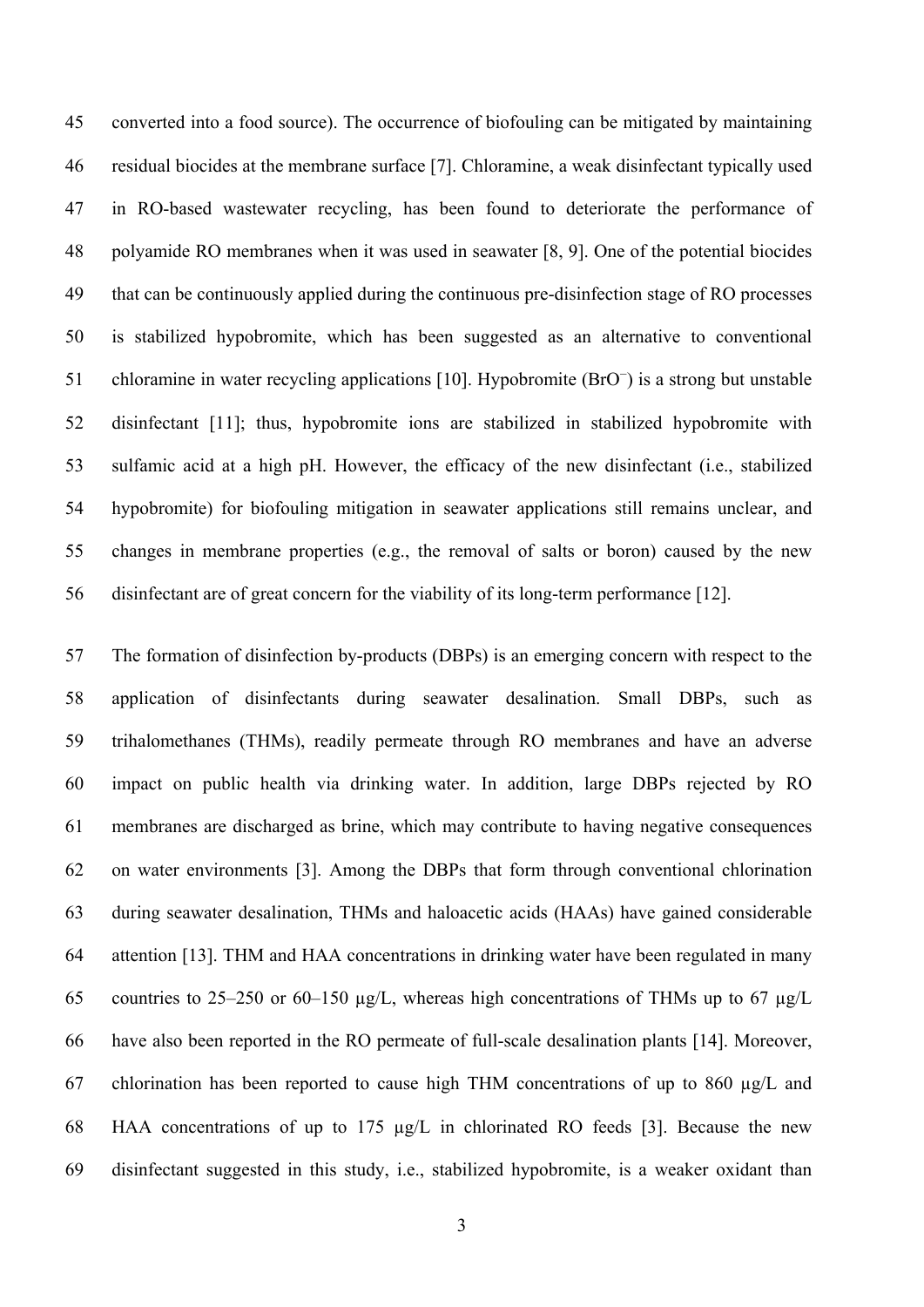converted into a food source). The occurrence of biofouling can be mitigated by maintaining residual biocides at the membrane surface [7]. Chloramine, a weak disinfectant typically used in RO-based wastewater recycling, has been found to deteriorate the performance of polyamide RO membranes when it was used in seawater [8, 9]. One of the potential biocides that can be continuously applied during the continuous pre-disinfection stage of RO processes is stabilized hypobromite, which has been suggested as an alternative to conventional chloramine in water recycling applications [10]. Hypobromite ($BrO^-$) is a strong but unstable disinfectant [11]; thus, hypobromite ions are stabilized in stabilized hypobromite with sulfamic acid at a high pH. However, the efficacy of the new disinfectant (i.e., stabilized hypobromite) for biofouling mitigation in seawater applications still remains unclear, and changes in membrane properties (e.g., the removal of salts or boron) caused by the new disinfectant are of great concern for the viability of its long-term performance [12].

The formation of disinfection by-products (DBPs) is an emerging concern with respect to the application of disinfectants during seawater desalination. Small DBPs, such as trihalomethanes (THMs), readily permeate through RO membranes and have an adverse impact on public health via drinking water. In addition, large DBPs rejected by RO membranes are discharged as brine, which may contribute to having negative consequences on water environments [3]. Among the DBPs that form through conventional chlorination during seawater desalination, THMs and haloacetic acids (HAAs) have gained considerable attention [13]. THM and HAA concentrations in drinking water have been regulated in many countries to 25–250 or 60–150 μg/L, whereas high concentrations of THMs up to 67 μg/L have also been reported in the RO permeate of full-scale desalination plants [14]. Moreover, chlorination has been reported to cause high THM concentrations of up to 860 μg/L and HAA concentrations of up to 175 μg/L in chlorinated RO feeds [3]. Because the new disinfectant suggested in this study, i.e., stabilized hypobromite, is a weaker oxidant than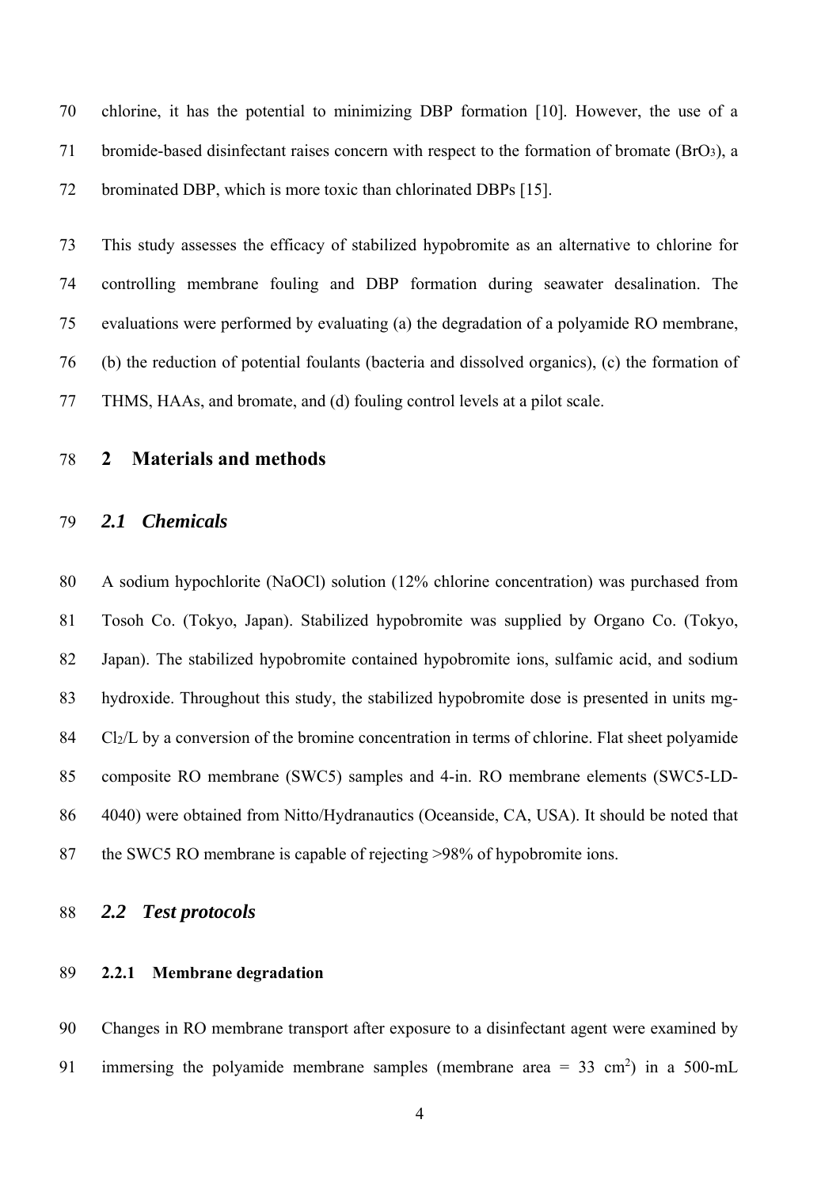chlorine, it has the potential to minimizing DBP formation [10]. However, the use of a bromide-based disinfectant raises concern with respect to the formation of bromate ($BrO_3$), a brominated DBP, which is more toxic than chlorinated DBPs [15].

This study assesses the efficacy of stabilized hypobromite as an alternative to chlorine for controlling membrane fouling and DBP formation during seawater desalination. The evaluations were performed by evaluating (a) the degradation of a polyamide RO membrane, (b) the reduction of potential foulants (bacteria and dissolved organics), (c) the formation of THMS, HAAs, and bromate, and (d) fouling control levels at a pilot scale.

# 2 Materials and methods

## *2.1 Chemicals*

A sodium hypochlorite (NaOCl) solution (12% chlorine concentration) was purchased from Tosoh Co. (Tokyo, Japan). Stabilized hypobromite was supplied by Organo Co. (Tokyo, Japan). The stabilized hypobromite contained hypobromite ions, sulfamic acid, and sodium hydroxide. Throughout this study, the stabilized hypobromite dose is presented in units mg-$Cl_2$/L by a conversion of the bromine concentration in terms of chlorine. Flat sheet polyamide composite RO membrane (SWC5) samples and 4-in. RO membrane elements (SWC5-LD-4040) were obtained from Nitto/Hydranautics (Oceanside, CA, USA). It should be noted that the SWC5 RO membrane is capable of rejecting >98% of hypobromite ions.

## *2.2 Test protocols*

### 2.2.1 Membrane degradation

Changes in RO membrane transport after exposure to a disinfectant agent were examined by immersing the polyamide membrane samples (membrane area = 33 $cm^2$) in a 500-mL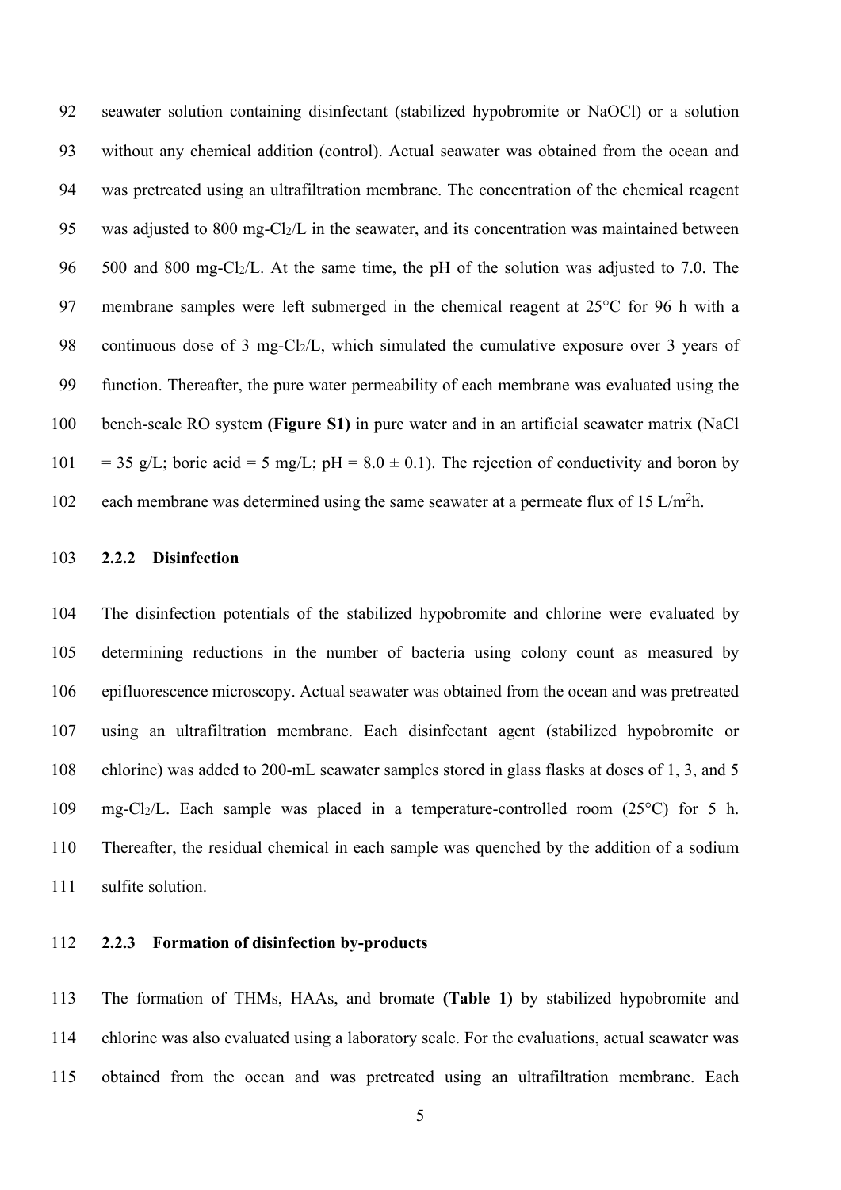seawater solution containing disinfectant (stabilized hypobromite or NaOCl) or a solution without any chemical addition (control). Actual seawater was obtained from the ocean and was pretreated using an ultrafiltration membrane. The concentration of the chemical reagent was adjusted to 800 mg-$Cl_2$/L in the seawater, and its concentration was maintained between 500 and 800 mg-$Cl_2$/L. At the same time, the pH of the solution was adjusted to 7.0. The membrane samples were left submerged in the chemical reagent at 25°C for 96 h with a continuous dose of 3 mg-$Cl_2$/L, which simulated the cumulative exposure over 3 years of function. Thereafter, the pure water permeability of each membrane was evaluated using the bench-scale RO system **(Figure S1)** in pure water and in an artificial seawater matrix (NaCl = 35 g/L; boric acid = 5 mg/L; pH = 8.0 ± 0.1). The rejection of conductivity and boron by each membrane was determined using the same seawater at a permeate flux of 15 L/$m^2$h.

### 2.2.2 Disinfection

The disinfection potentials of the stabilized hypobromite and chlorine were evaluated by determining reductions in the number of bacteria using colony count as measured by epifluorescence microscopy. Actual seawater was obtained from the ocean and was pretreated using an ultrafiltration membrane. Each disinfectant agent (stabilized hypobromite or chlorine) was added to 200-mL seawater samples stored in glass flasks at doses of 1, 3, and 5 mg-$Cl_2$/L. Each sample was placed in a temperature-controlled room (25°C) for 5 h. Thereafter, the residual chemical in each sample was quenched by the addition of a sodium sulfite solution.

### 2.2.3 Formation of disinfection by-products

The formation of THMs, HAAs, and bromate **(Table 1)** by stabilized hypobromite and chlorine was also evaluated using a laboratory scale. For the evaluations, actual seawater was obtained from the ocean and was pretreated using an ultrafiltration membrane. Each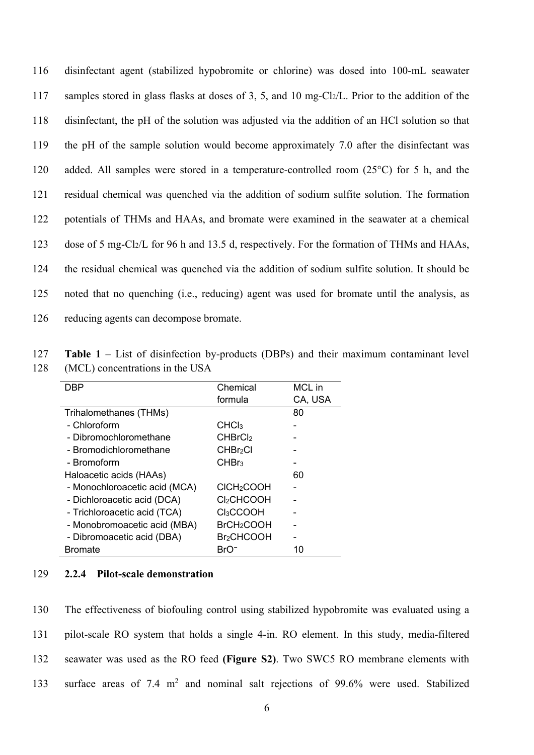disinfectant agent (stabilized hypobromite or chlorine) was dosed into 100-mL seawater samples stored in glass flasks at doses of 3, 5, and 10 mg-$Cl_2$/L. Prior to the addition of the disinfectant, the pH of the solution was adjusted via the addition of an HCl solution so that the pH of the sample solution would become approximately 7.0 after the disinfectant was added. All samples were stored in a temperature-controlled room (25°C) for 5 h, and the residual chemical was quenched via the addition of sodium sulfite solution. The formation potentials of THMs and HAAs, and bromate were examined in the seawater at a chemical dose of 5 mg-$Cl_2$/L for 96 h and 13.5 d, respectively. For the formation of THMs and HAAs, the residual chemical was quenched via the addition of sodium sulfite solution. It should be noted that no quenching (i.e., reducing) agent was used for bromate until the analysis, as reducing agents can decompose bromate.

**Table 1** – List of disinfection by-products (DBPs) and their maximum contaminant level (MCL) concentrations in the USA

| DBP | Chemical formula | MCL in CA, USA |
|---|---|---|
| Trihalomethanes (THMs) | | 80 |
| - Chloroform | $CHCl_3$ | - |
| - Dibromochloromethane | $CHBrCl_2$ | - |
| - Bromodichloromethane | $CHBr_2Cl$ | - |
| - Bromoform | $CHBr_3$ | - |
| Haloacetic acids (HAAs) | | 60 |
| - Monochloroacetic acid (MCA) | $ClCH_2COOH$ | - |
| - Dichloroacetic acid (DCA) | $Cl_2CHCOOH$ | - |
| - Trichloroacetic acid (TCA) | $Cl_3CCOOH$ | - |
| - Monobromoacetic acid (MBA) | $BrCH_2COOH$ | - |
| - Dibromoacetic acid (DBA) | $Br_2CHCOOH$ | - |
| Bromate | $BrO^-$ | 10 |

#### 2.2.4 Pilot-scale demonstration

The effectiveness of biofouling control using stabilized hypobromite was evaluated using a pilot-scale RO system that holds a single 4-in. RO element. In this study, media-filtered seawater was used as the RO feed **(Figure S2)**. Two SWC5 RO membrane elements with surface areas of 7.4 m$^2$ and nominal salt rejections of 99.6% were used. Stabilized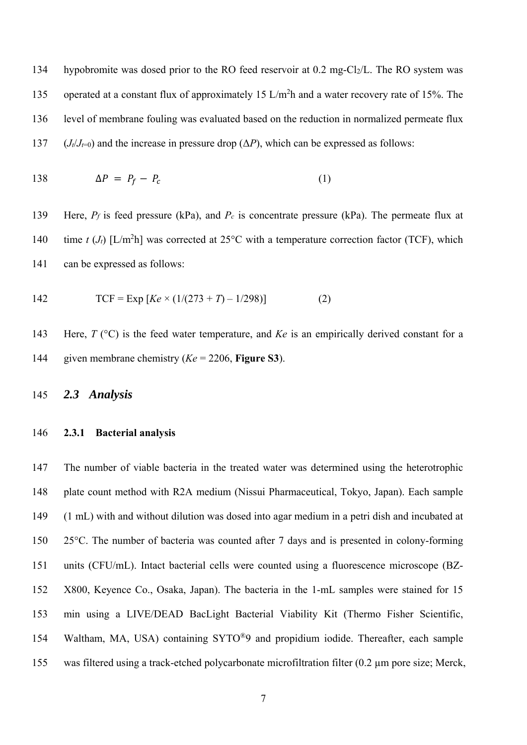hypobromite was dosed prior to the RO feed reservoir at 0.2 mg-$Cl_2$/L. The RO system was operated at a constant flux of approximately 15 L/$m^2$h and a water recovery rate of 15%. The level of membrane fouling was evaluated based on the reduction in normalized permeate flux ($J_t/J_{t=0}$) and the increase in pressure drop ($\Delta P$), which can be expressed as follows:

$$\Delta P = P_f - P_c \quad (1)$$

Here, $P_f$ is feed pressure (kPa), and $P_c$ is concentrate pressure (kPa). The permeate flux at time $t$ ($J_t$) [L/$m^2$h] was corrected at 25°C with a temperature correction factor (TCF), which can be expressed as follows:

$$\text{TCF} = \text{Exp}\left[Ke \times (1/(273 + T) - 1/298)\right] \quad (2)$$

Here, $T$ (°C) is the feed water temperature, and $Ke$ is an empirically derived constant for a given membrane chemistry ($Ke$ = 2206, **Figure S3**).

## *2.3 Analysis*

### 2.3.1 Bacterial analysis

The number of viable bacteria in the treated water was determined using the heterotrophic plate count method with R2A medium (Nissui Pharmaceutical, Tokyo, Japan). Each sample (1 mL) with and without dilution was dosed into agar medium in a petri dish and incubated at 25°C. The number of bacteria was counted after 7 days and is presented in colony-forming units (CFU/mL). Intact bacterial cells were counted using a fluorescence microscope (BZ-X800, Keyence Co., Osaka, Japan). The bacteria in the 1-mL samples were stained for 15 min using a LIVE/DEAD BacLight Bacterial Viability Kit (Thermo Fisher Scientific, Waltham, MA, USA) containing SYTO®9 and propidium iodide. Thereafter, each sample was filtered using a track-etched polycarbonate microfiltration filter (0.2 µm pore size; Merck,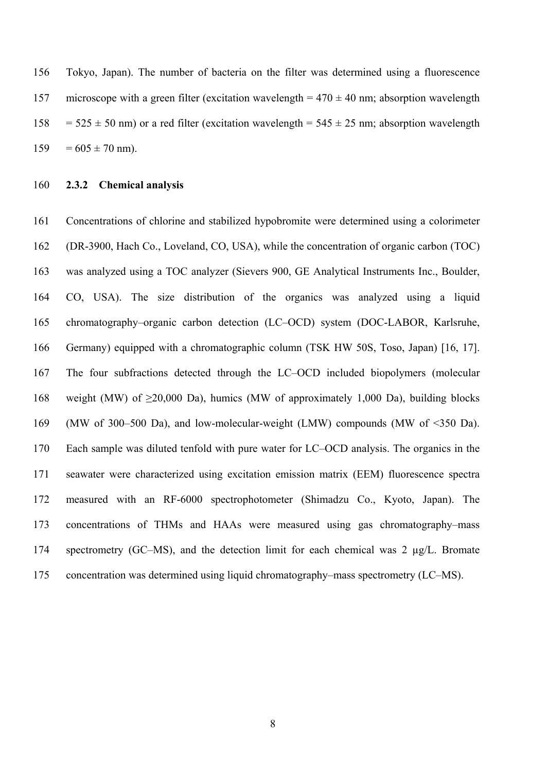Tokyo, Japan). The number of bacteria on the filter was determined using a fluorescence microscope with a green filter (excitation wavelength = 470 ± 40 nm; absorption wavelength = 525 ± 50 nm) or a red filter (excitation wavelength = 545 ± 25 nm; absorption wavelength = 605 ± 70 nm).

### 2.3.2 Chemical analysis

Concentrations of chlorine and stabilized hypobromite were determined using a colorimeter (DR-3900, Hach Co., Loveland, CO, USA), while the concentration of organic carbon (TOC) was analyzed using a TOC analyzer (Sievers 900, GE Analytical Instruments Inc., Boulder, CO, USA). The size distribution of the organics was analyzed using a liquid chromatography–organic carbon detection (LC–OCD) system (DOC-LABOR, Karlsruhe, Germany) equipped with a chromatographic column (TSK HW 50S, Toso, Japan) [16, 17]. The four subfractions detected through the LC–OCD included biopolymers (molecular weight (MW) of ≥20,000 Da), humics (MW of approximately 1,000 Da), building blocks (MW of 300–500 Da), and low-molecular-weight (LMW) compounds (MW of <350 Da). Each sample was diluted tenfold with pure water for LC–OCD analysis. The organics in the seawater were characterized using excitation emission matrix (EEM) fluorescence spectra measured with an RF-6000 spectrophotometer (Shimadzu Co., Kyoto, Japan). The concentrations of THMs and HAAs were measured using gas chromatography–mass spectrometry (GC–MS), and the detection limit for each chemical was 2 μg/L. Bromate concentration was determined using liquid chromatography–mass spectrometry (LC–MS).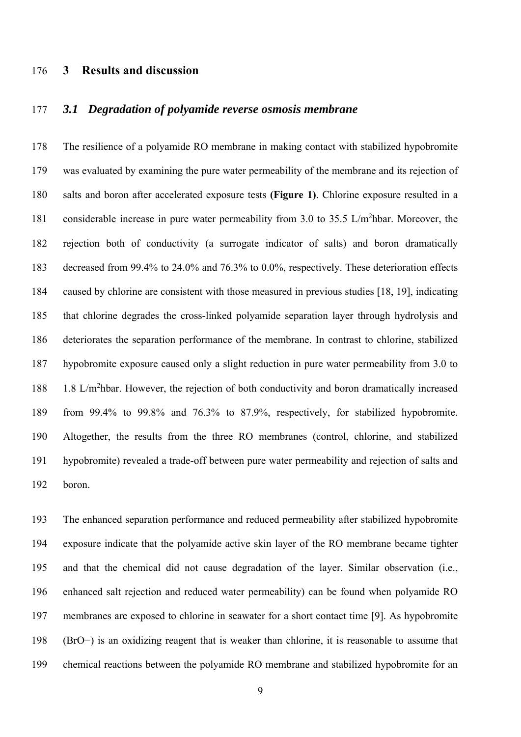# 3 Results and discussion

## *3.1 Degradation of polyamide reverse osmosis membrane*

The resilience of a polyamide RO membrane in making contact with stabilized hypobromite was evaluated by examining the pure water permeability of the membrane and its rejection of salts and boron after accelerated exposure tests **(Figure 1)**. Chlorine exposure resulted in a considerable increase in pure water permeability from 3.0 to 35.5 L/$m^2$hbar. Moreover, the rejection both of conductivity (a surrogate indicator of salts) and boron dramatically decreased from 99.4% to 24.0% and 76.3% to 0.0%, respectively. These deterioration effects caused by chlorine are consistent with those measured in previous studies [18, 19], indicating that chlorine degrades the cross-linked polyamide separation layer through hydrolysis and deteriorates the separation performance of the membrane. In contrast to chlorine, stabilized hypobromite exposure caused only a slight reduction in pure water permeability from 3.0 to 1.8 L/$m^2$hbar. However, the rejection of both conductivity and boron dramatically increased from 99.4% to 99.8% and 76.3% to 87.9%, respectively, for stabilized hypobromite. Altogether, the results from the three RO membranes (control, chlorine, and stabilized hypobromite) revealed a trade-off between pure water permeability and rejection of salts and boron.

The enhanced separation performance and reduced permeability after stabilized hypobromite exposure indicate that the polyamide active skin layer of the RO membrane became tighter and that the chemical did not cause degradation of the layer. Similar observation (i.e., enhanced salt rejection and reduced water permeability) can be found when polyamide RO membranes are exposed to chlorine in seawater for a short contact time [9]. As hypobromite ($BrO^-$) is an oxidizing reagent that is weaker than chlorine, it is reasonable to assume that chemical reactions between the polyamide RO membrane and stabilized hypobromite for an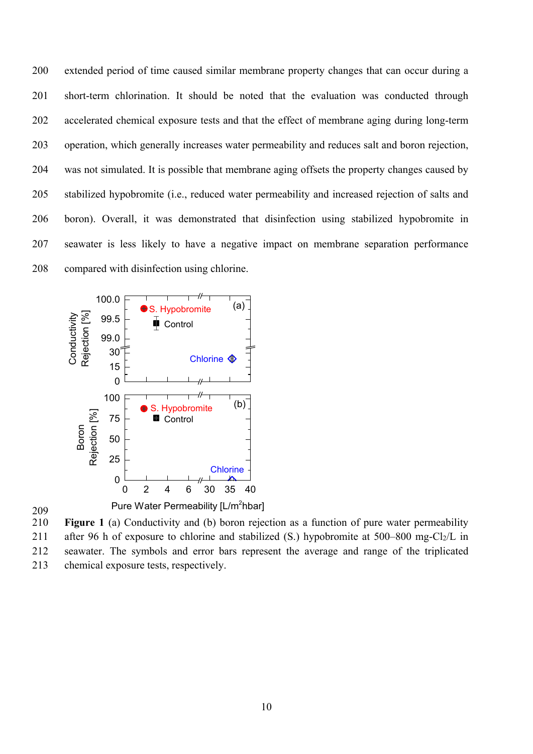extended period of time caused similar membrane property changes that can occur during a short-term chlorination. It should be noted that the evaluation was conducted through accelerated chemical exposure tests and that the effect of membrane aging during long-term operation, which generally increases water permeability and reduces salt and boron rejection, was not simulated. It is possible that membrane aging offsets the property changes caused by stabilized hypobromite (i.e., reduced water permeability and increased rejection of salts and boron). Overall, it was demonstrated that disinfection using stabilized hypobromite in seawater is less likely to have a negative impact on membrane separation performance compared with disinfection using chlorine.

**Figure 1** (a) Conductivity and (b) boron rejection as a function of pure water permeability after 96 h of exposure to chlorine and stabilized (S.) hypobromite at 500–800 mg-$Cl_2$/L in seawater. The symbols and error bars represent the average and range of the triplicated chemical exposure tests, respectively.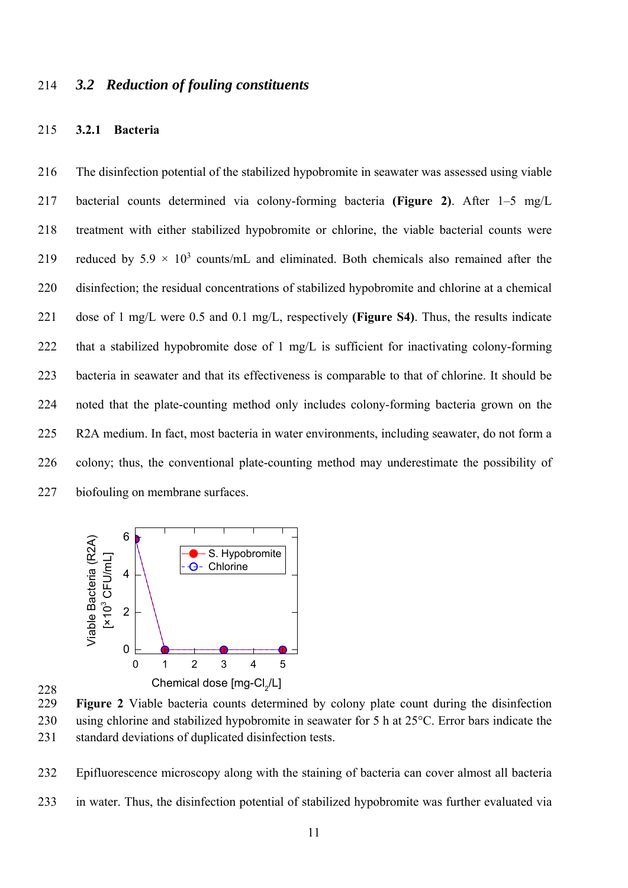### 3.2 *Reduction of fouling constituents*

#### 3.2.1 Bacteria

The disinfection potential of the stabilized hypobromite in seawater was assessed using viable bacterial counts determined via colony-forming bacteria **(Figure 2)**. After 1–5 mg/L treatment with either stabilized hypobromite or chlorine, the viable bacterial counts were reduced by $5.9 \times 10^3$ counts/mL and eliminated. Both chemicals also remained after the disinfection; the residual concentrations of stabilized hypobromite and chlorine at a chemical dose of 1 mg/L were 0.5 and 0.1 mg/L, respectively **(Figure S4)**. Thus, the results indicate that a stabilized hypobromite dose of 1 mg/L is sufficient for inactivating colony-forming bacteria in seawater and that its effectiveness is comparable to that of chlorine. It should be noted that the plate-counting method only includes colony-forming bacteria grown on the R2A medium. In fact, most bacteria in water environments, including seawater, do not form a colony; thus, the conventional plate-counting method may underestimate the possibility of biofouling on membrane surfaces.

**Figure 2** Viable bacteria counts determined by colony plate count during the disinfection using chlorine and stabilized hypobromite in seawater for 5 h at 25°C. Error bars indicate the standard deviations of duplicated disinfection tests.

Epifluorescence microscopy along with the staining of bacteria can cover almost all bacteria in water. Thus, the disinfection potential of stabilized hypobromite was further evaluated via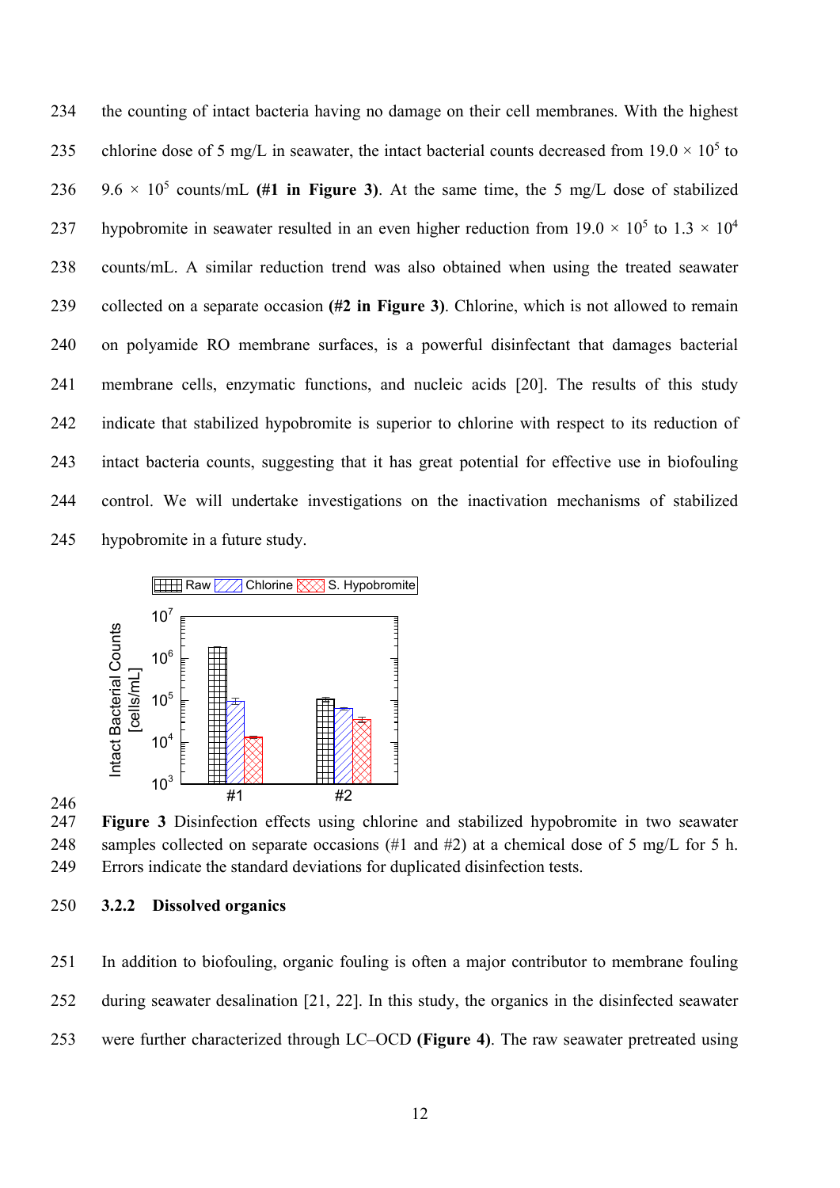the counting of intact bacteria having no damage on their cell membranes. With the highest chlorine dose of 5 mg/L in seawater, the intact bacterial counts decreased from $19.0 \times 10^5$ to $9.6 \times 10^5$ counts/mL **(#1 in Figure 3)**. At the same time, the 5 mg/L dose of stabilized hypobromite in seawater resulted in an even higher reduction from $19.0 \times 10^5$ to $1.3 \times 10^4$ counts/mL. A similar reduction trend was also obtained when using the treated seawater collected on a separate occasion **(#2 in Figure 3)**. Chlorine, which is not allowed to remain on polyamide RO membrane surfaces, is a powerful disinfectant that damages bacterial membrane cells, enzymatic functions, and nucleic acids [20]. The results of this study indicate that stabilized hypobromite is superior to chlorine with respect to its reduction of intact bacteria counts, suggesting that it has great potential for effective use in biofouling control. We will undertake investigations on the inactivation mechanisms of stabilized hypobromite in a future study.

**Figure 3** Disinfection effects using chlorine and stabilized hypobromite in two seawater samples collected on separate occasions (#1 and #2) at a chemical dose of 5 mg/L for 5 h. Errors indicate the standard deviations for duplicated disinfection tests.

### 3.2.2 Dissolved organics

In addition to biofouling, organic fouling is often a major contributor to membrane fouling during seawater desalination [21, 22]. In this study, the organics in the disinfected seawater were further characterized through LC–OCD **(Figure 4)**. The raw seawater pretreated using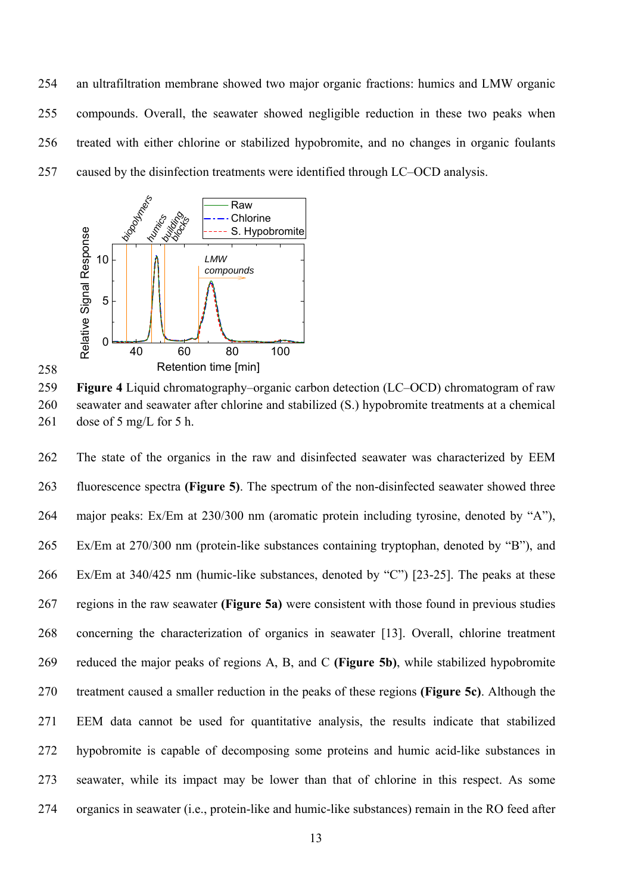an ultrafiltration membrane showed two major organic fractions: humics and LMW organic compounds. Overall, the seawater showed negligible reduction in these two peaks when treated with either chlorine or stabilized hypobromite, and no changes in organic foulants caused by the disinfection treatments were identified through LC–OCD analysis.

**Figure 4** Liquid chromatography–organic carbon detection (LC–OCD) chromatogram of raw seawater and seawater after chlorine and stabilized (S.) hypobromite treatments at a chemical dose of 5 mg/L for 5 h.

The state of the organics in the raw and disinfected seawater was characterized by EEM fluorescence spectra **(Figure 5)**. The spectrum of the non-disinfected seawater showed three major peaks: Ex/Em at 230/300 nm (aromatic protein including tyrosine, denoted by "A"), Ex/Em at 270/300 nm (protein-like substances containing tryptophan, denoted by "B"), and Ex/Em at 340/425 nm (humic-like substances, denoted by "C") [23-25]. The peaks at these regions in the raw seawater **(Figure 5a)** were consistent with those found in previous studies concerning the characterization of organics in seawater [13]. Overall, chlorine treatment reduced the major peaks of regions A, B, and C **(Figure 5b)**, while stabilized hypobromite treatment caused a smaller reduction in the peaks of these regions **(Figure 5c)**. Although the EEM data cannot be used for quantitative analysis, the results indicate that stabilized hypobromite is capable of decomposing some proteins and humic acid-like substances in seawater, while its impact may be lower than that of chlorine in this respect. As some organics in seawater (i.e., protein-like and humic-like substances) remain in the RO feed after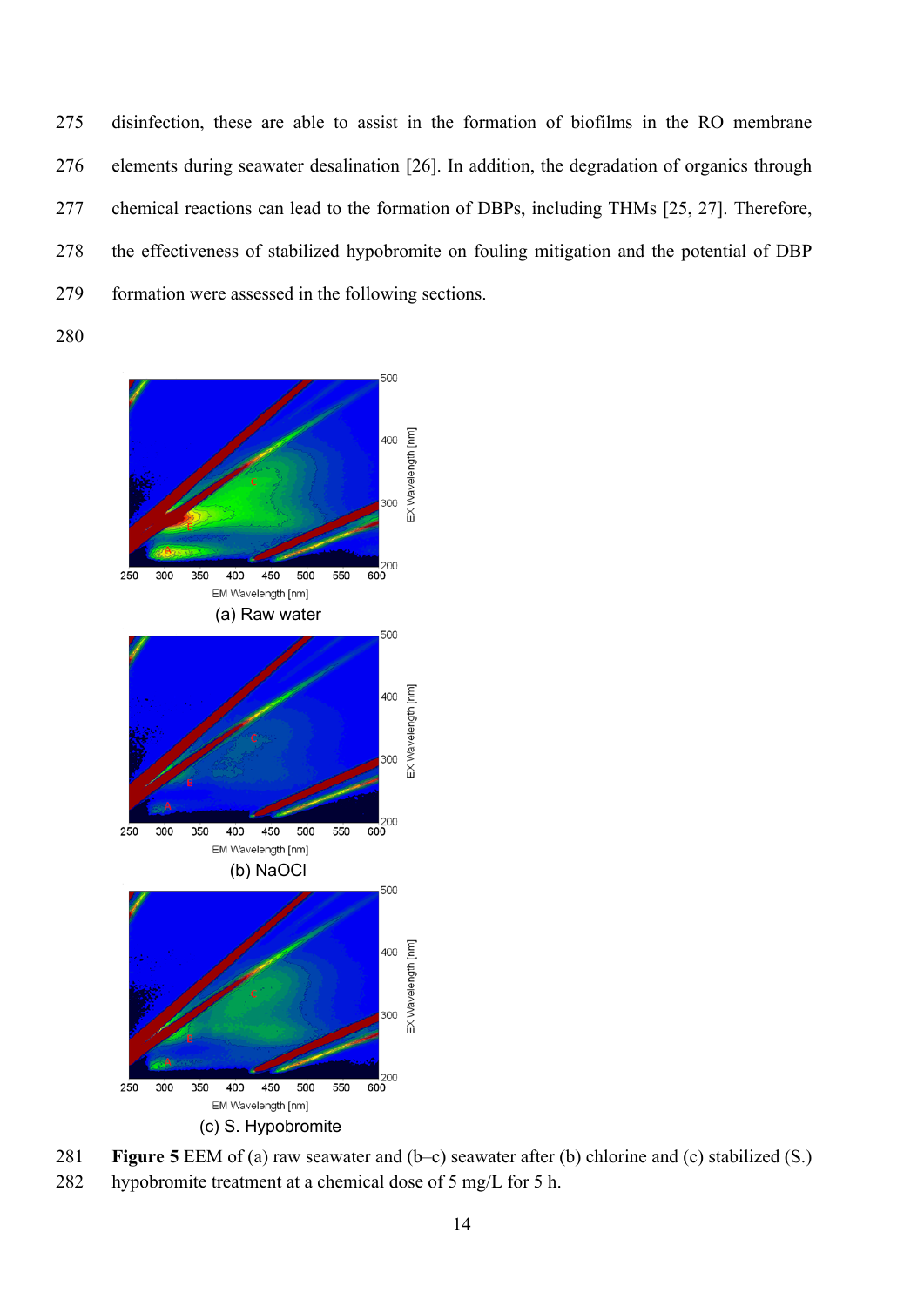disinfection, these are able to assist in the formation of biofilms in the RO membrane elements during seawater desalination [26]. In addition, the degradation of organics through chemical reactions can lead to the formation of DBPs, including THMs [25, 27]. Therefore, the effectiveness of stabilized hypobromite on fouling mitigation and the potential of DBP formation were assessed in the following sections.

(a) Raw water

(b) NaOCl

(c) S. Hypobromite

**Figure 5** EEM of (a) raw seawater and (b–c) seawater after (b) chlorine and (c) stabilized (S.) hypobromite treatment at a chemical dose of 5 mg/L for 5 h.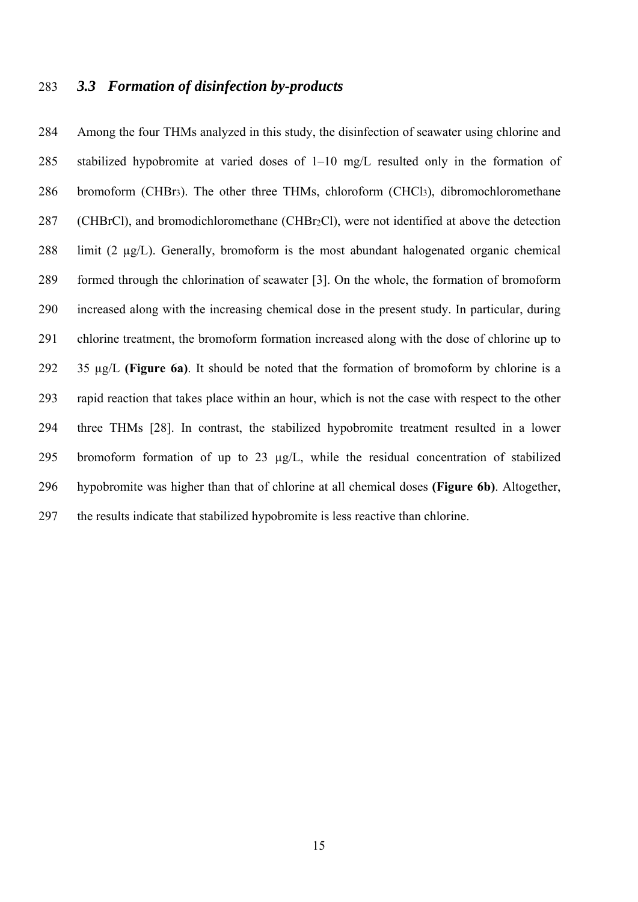### *3.3 Formation of disinfection by-products*

Among the four THMs analyzed in this study, the disinfection of seawater using chlorine and stabilized hypobromite at varied doses of 1–10 mg/L resulted only in the formation of bromoform ($CHBr_3$). The other three THMs, chloroform ($CHCl_3$), dibromochloromethane (CHBrCl), and bromodichloromethane ($CHBr_2Cl$), were not identified at above the detection limit (2 μg/L). Generally, bromoform is the most abundant halogenated organic chemical formed through the chlorination of seawater [3]. On the whole, the formation of bromoform increased along with the increasing chemical dose in the present study. In particular, during chlorine treatment, the bromoform formation increased along with the dose of chlorine up to 35 μg/L **(Figure 6a)**. It should be noted that the formation of bromoform by chlorine is a rapid reaction that takes place within an hour, which is not the case with respect to the other three THMs [28]. In contrast, the stabilized hypobromite treatment resulted in a lower bromoform formation of up to 23 μg/L, while the residual concentration of stabilized hypobromite was higher than that of chlorine at all chemical doses **(Figure 6b)**. Altogether, the results indicate that stabilized hypobromite is less reactive than chlorine.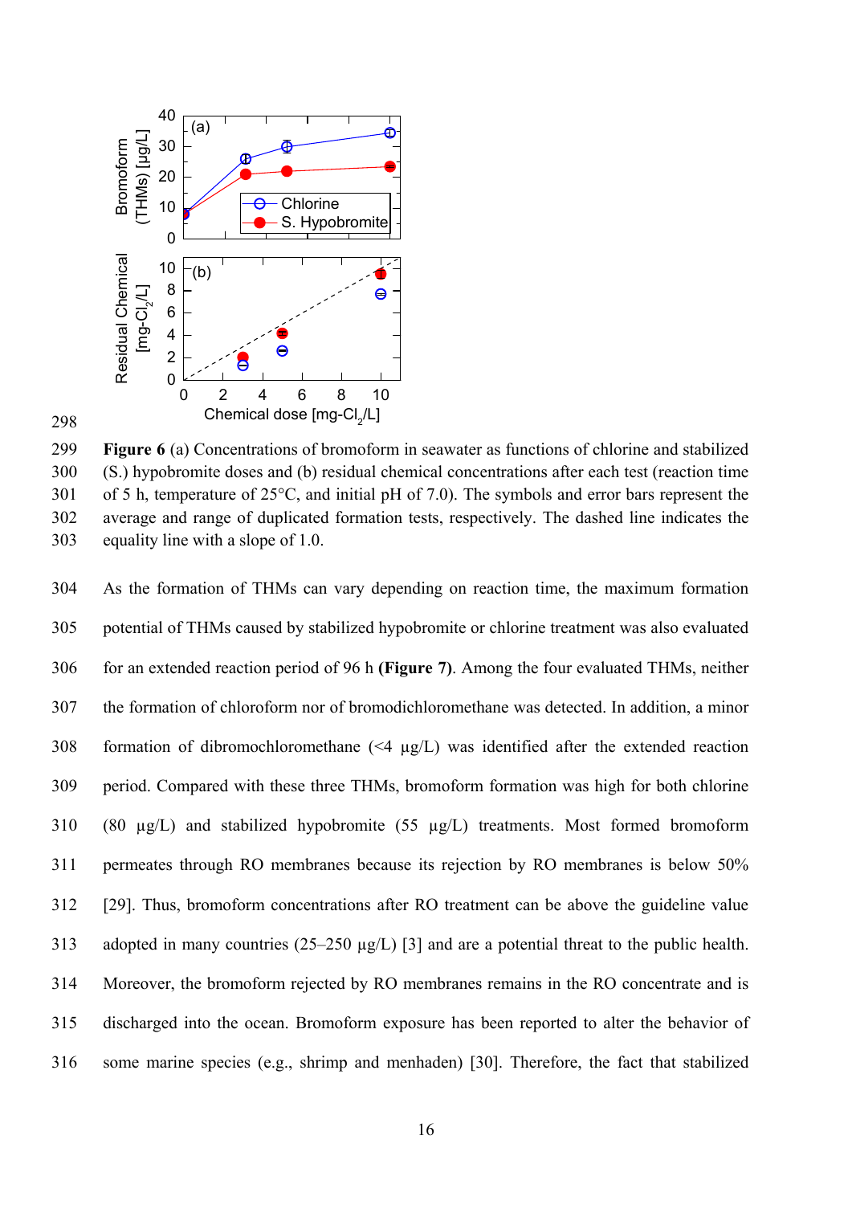298

299 **Figure 6** (a) Concentrations of bromoform in seawater as functions of chlorine and stabilized
300 (S.) hypobromite doses and (b) residual chemical concentrations after each test (reaction time
301 of 5 h, temperature of 25°C, and initial pH of 7.0). The symbols and error bars represent the
302 average and range of duplicated formation tests, respectively. The dashed line indicates the
303 equality line with a slope of 1.0.

304 As the formation of THMs can vary depending on reaction time, the maximum formation
305 potential of THMs caused by stabilized hypobromite or chlorine treatment was also evaluated
306 for an extended reaction period of 96 h **(Figure 7)**. Among the four evaluated THMs, neither
307 the formation of chloroform nor of bromodichloromethane was detected. In addition, a minor
308 formation of dibromochloromethane (<4 μg/L) was identified after the extended reaction
309 period. Compared with these three THMs, bromoform formation was high for both chlorine
310 (80 μg/L) and stabilized hypobromite (55 μg/L) treatments. Most formed bromoform
311 permeates through RO membranes because its rejection by RO membranes is below 50%
312 [29]. Thus, bromoform concentrations after RO treatment can be above the guideline value
313 adopted in many countries (25–250 μg/L) [3] and are a potential threat to the public health.
314 Moreover, the bromoform rejected by RO membranes remains in the RO concentrate and is
315 discharged into the ocean. Bromoform exposure has been reported to alter the behavior of
316 some marine species (e.g., shrimp and menhaden) [30]. Therefore, the fact that stabilized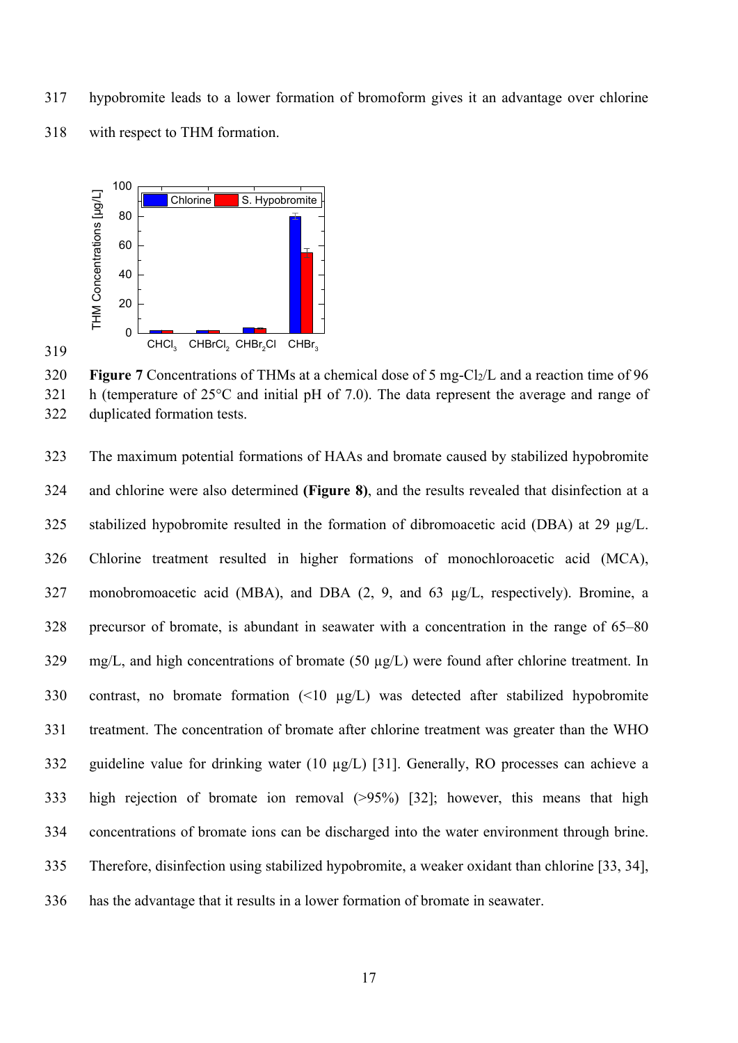hypobromite leads to a lower formation of bromoform gives it an advantage over chlorine with respect to THM formation.

**Figure 7** Concentrations of THMs at a chemical dose of 5 mg-$Cl_2$/L and a reaction time of 96 h (temperature of 25°C and initial pH of 7.0). The data represent the average and range of duplicated formation tests.

The maximum potential formations of HAAs and bromate caused by stabilized hypobromite and chlorine were also determined **(Figure 8)**, and the results revealed that disinfection at a stabilized hypobromite resulted in the formation of dibromoacetic acid (DBA) at 29 μg/L. Chlorine treatment resulted in higher formations of monochloroacetic acid (MCA), monobromoacetic acid (MBA), and DBA (2, 9, and 63 μg/L, respectively). Bromine, a precursor of bromate, is abundant in seawater with a concentration in the range of 65–80 mg/L, and high concentrations of bromate (50 μg/L) were found after chlorine treatment. In contrast, no bromate formation (<10 μg/L) was detected after stabilized hypobromite treatment. The concentration of bromate after chlorine treatment was greater than the WHO guideline value for drinking water (10 μg/L) [31]. Generally, RO processes can achieve a high rejection of bromate ion removal (>95%) [32]; however, this means that high concentrations of bromate ions can be discharged into the water environment through brine. Therefore, disinfection using stabilized hypobromite, a weaker oxidant than chlorine [33, 34], has the advantage that it results in a lower formation of bromate in seawater.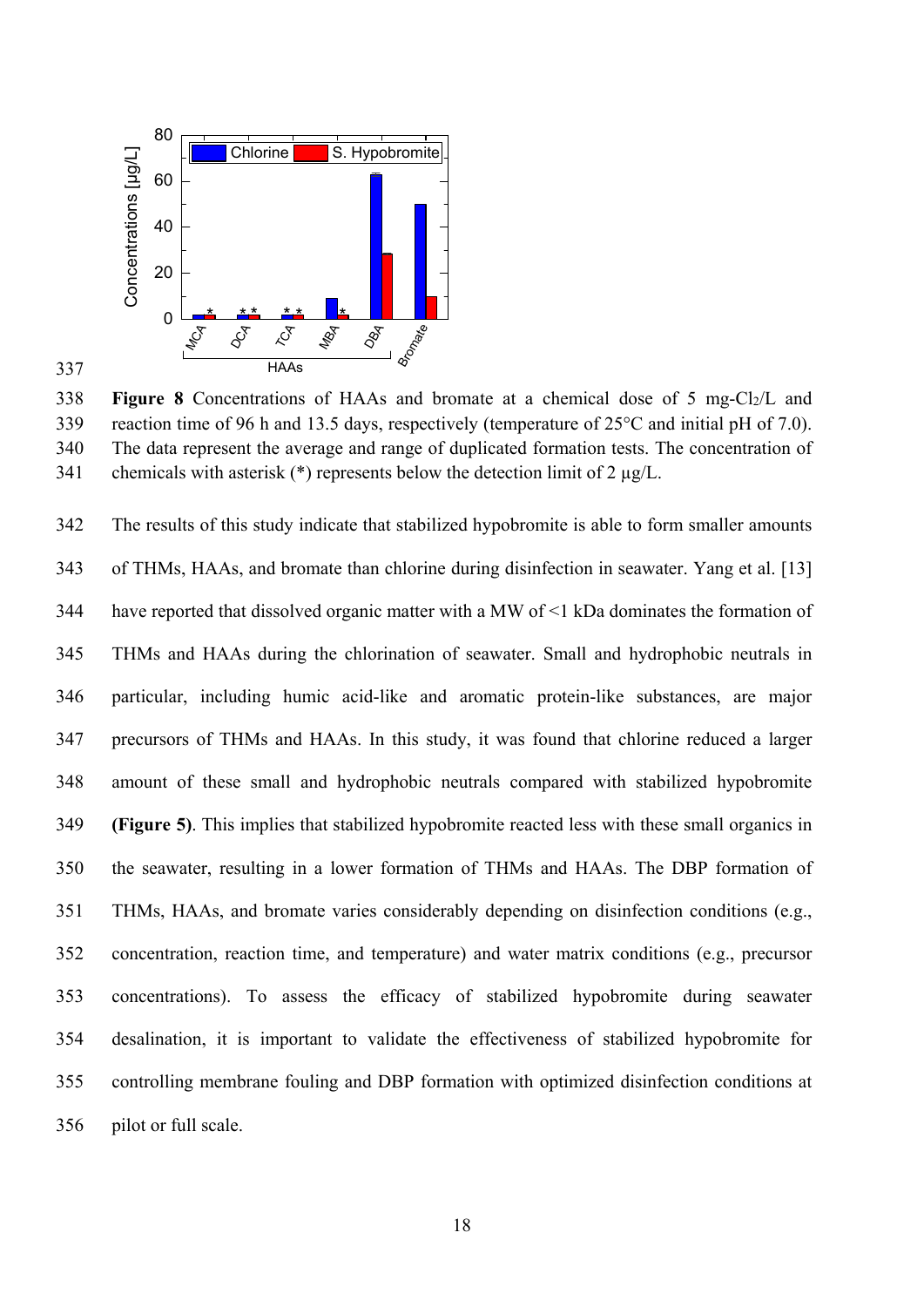**Figure 8** Concentrations of HAAs and bromate at a chemical dose of 5 mg-$Cl_2$/L and reaction time of 96 h and 13.5 days, respectively (temperature of 25°C and initial pH of 7.0). The data represent the average and range of duplicated formation tests. The concentration of chemicals with asterisk (*) represents below the detection limit of 2 μg/L.

The results of this study indicate that stabilized hypobromite is able to form smaller amounts of THMs, HAAs, and bromate than chlorine during disinfection in seawater. Yang et al. [13] have reported that dissolved organic matter with a MW of <1 kDa dominates the formation of THMs and HAAs during the chlorination of seawater. Small and hydrophobic neutrals in particular, including humic acid-like and aromatic protein-like substances, are major precursors of THMs and HAAs. In this study, it was found that chlorine reduced a larger amount of these small and hydrophobic neutrals compared with stabilized hypobromite **(Figure 5)**. This implies that stabilized hypobromite reacted less with these small organics in the seawater, resulting in a lower formation of THMs and HAAs. The DBP formation of THMs, HAAs, and bromate varies considerably depending on disinfection conditions (e.g., concentration, reaction time, and temperature) and water matrix conditions (e.g., precursor concentrations). To assess the efficacy of stabilized hypobromite during seawater desalination, it is important to validate the effectiveness of stabilized hypobromite for controlling membrane fouling and DBP formation with optimized disinfection conditions at pilot or full scale.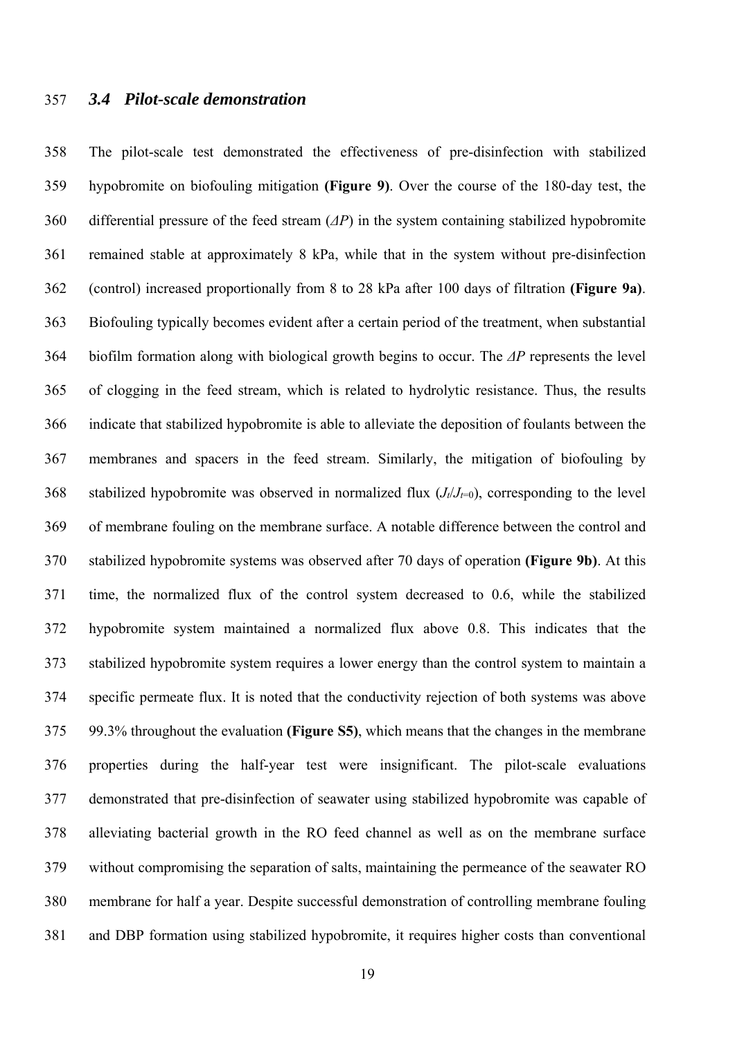### 3.4 Pilot-scale demonstration

The pilot-scale test demonstrated the effectiveness of pre-disinfection with stabilized hypobromite on biofouling mitigation **(Figure 9)**. Over the course of the 180-day test, the differential pressure of the feed stream ($\Delta P$) in the system containing stabilized hypobromite remained stable at approximately 8 kPa, while that in the system without pre-disinfection (control) increased proportionally from 8 to 28 kPa after 100 days of filtration **(Figure 9a)**. Biofouling typically becomes evident after a certain period of the treatment, when substantial biofilm formation along with biological growth begins to occur. The $\Delta P$ represents the level of clogging in the feed stream, which is related to hydrolytic resistance. Thus, the results indicate that stabilized hypobromite is able to alleviate the deposition of foulants between the membranes and spacers in the feed stream. Similarly, the mitigation of biofouling by stabilized hypobromite was observed in normalized flux ($J_t/J_{t=0}$), corresponding to the level of membrane fouling on the membrane surface. A notable difference between the control and stabilized hypobromite systems was observed after 70 days of operation **(Figure 9b)**. At this time, the normalized flux of the control system decreased to 0.6, while the stabilized hypobromite system maintained a normalized flux above 0.8. This indicates that the stabilized hypobromite system requires a lower energy than the control system to maintain a specific permeate flux. It is noted that the conductivity rejection of both systems was above 99.3% throughout the evaluation **(Figure S5)**, which means that the changes in the membrane properties during the half-year test were insignificant. The pilot-scale evaluations demonstrated that pre-disinfection of seawater using stabilized hypobromite was capable of alleviating bacterial growth in the RO feed channel as well as on the membrane surface without compromising the separation of salts, maintaining the permeance of the seawater RO membrane for half a year. Despite successful demonstration of controlling membrane fouling and DBP formation using stabilized hypobromite, it requires higher costs than conventional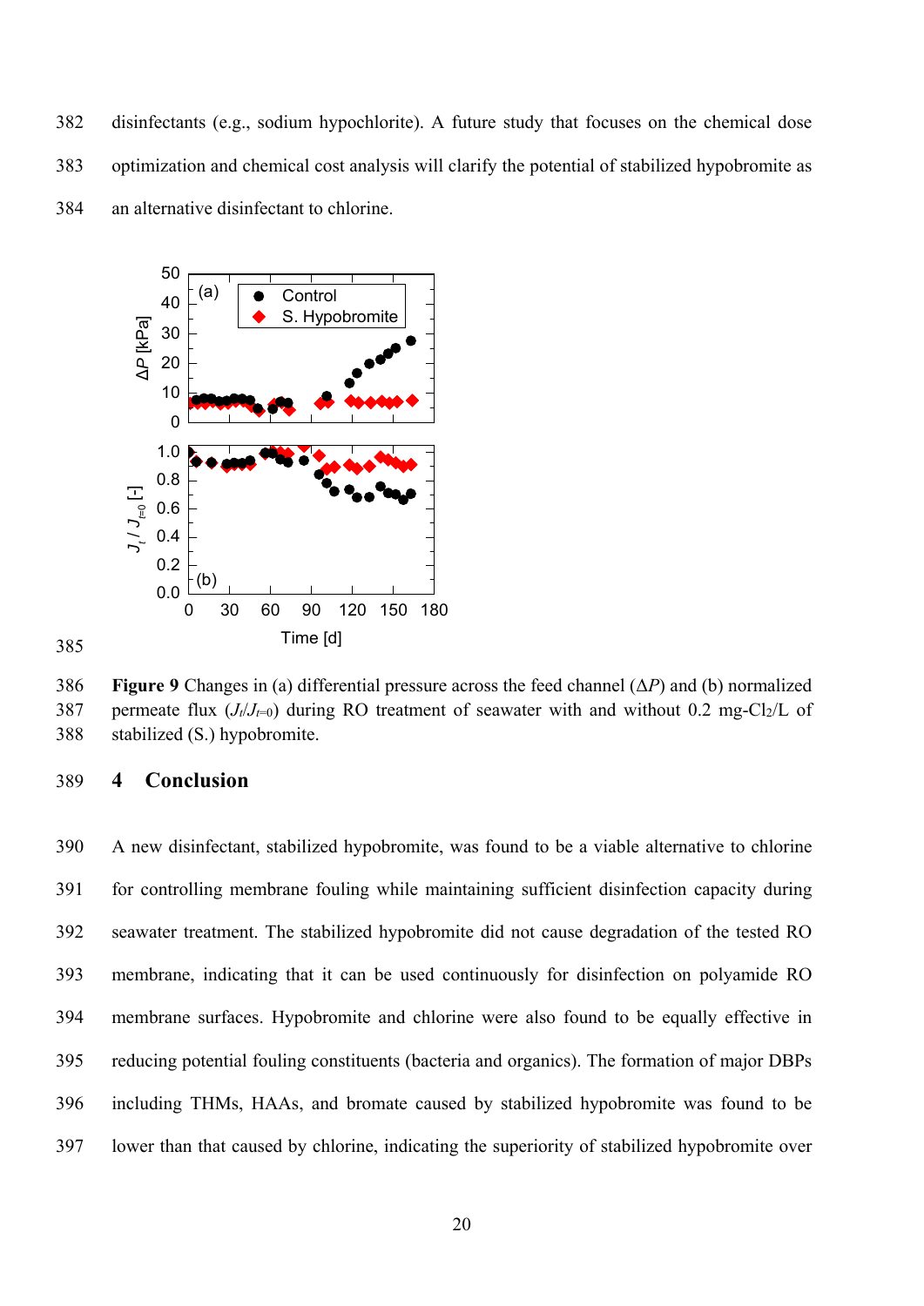disinfectants (e.g., sodium hypochlorite). A future study that focuses on the chemical dose optimization and chemical cost analysis will clarify the potential of stabilized hypobromite as an alternative disinfectant to chlorine.

**Figure 9** Changes in (a) differential pressure across the feed channel ($\Delta P$) and (b) normalized permeate flux ($J_t/J_{t=0}$) during RO treatment of seawater with and without 0.2 mg-$Cl_2$/L of stabilized (S.) hypobromite.

## 4 Conclusion

A new disinfectant, stabilized hypobromite, was found to be a viable alternative to chlorine for controlling membrane fouling while maintaining sufficient disinfection capacity during seawater treatment. The stabilized hypobromite did not cause degradation of the tested RO membrane, indicating that it can be used continuously for disinfection on polyamide RO membrane surfaces. Hypobromite and chlorine were also found to be equally effective in reducing potential fouling constituents (bacteria and organics). The formation of major DBPs including THMs, HAAs, and bromate caused by stabilized hypobromite was found to be lower than that caused by chlorine, indicating the superiority of stabilized hypobromite over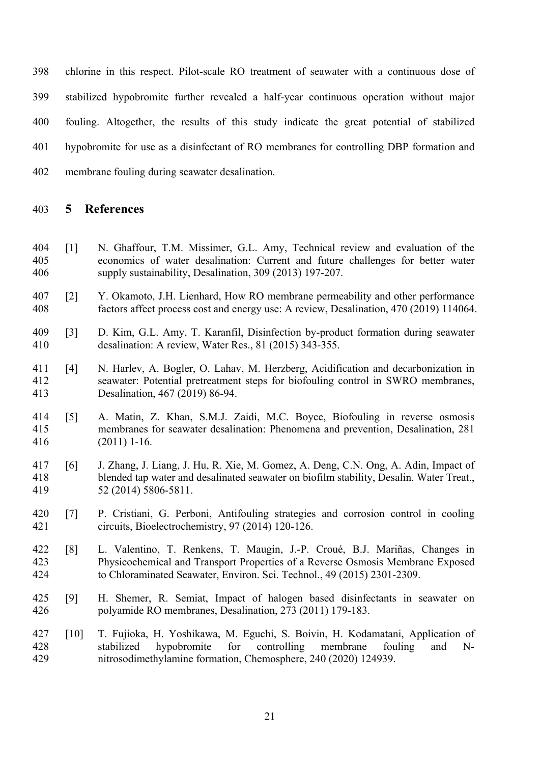chlorine in this respect. Pilot-scale RO treatment of seawater with a continuous dose of stabilized hypobromite further revealed a half-year continuous operation without major fouling. Altogether, the results of this study indicate the great potential of stabilized hypobromite for use as a disinfectant of RO membranes for controlling DBP formation and membrane fouling during seawater desalination.

# 5 References

[1] N. Ghaffour, T.M. Missimer, G.L. Amy, Technical review and evaluation of the economics of water desalination: Current and future challenges for better water supply sustainability, Desalination, 309 (2013) 197-207.

[2] Y. Okamoto, J.H. Lienhard, How RO membrane permeability and other performance factors affect process cost and energy use: A review, Desalination, 470 (2019) 114064.

[3] D. Kim, G.L. Amy, T. Karanfil, Disinfection by-product formation during seawater desalination: A review, Water Res., 81 (2015) 343-355.

[4] N. Harlev, A. Bogler, O. Lahav, M. Herzberg, Acidification and decarbonization in seawater: Potential pretreatment steps for biofouling control in SWRO membranes, Desalination, 467 (2019) 86-94.

[5] A. Matin, Z. Khan, S.M.J. Zaidi, M.C. Boyce, Biofouling in reverse osmosis membranes for seawater desalination: Phenomena and prevention, Desalination, 281 (2011) 1-16.

[6] J. Zhang, J. Liang, J. Hu, R. Xie, M. Gomez, A. Deng, C.N. Ong, A. Adin, Impact of blended tap water and desalinated seawater on biofilm stability, Desalin. Water Treat., 52 (2014) 5806-5811.

[7] P. Cristiani, G. Perboni, Antifouling strategies and corrosion control in cooling circuits, Bioelectrochemistry, 97 (2014) 120-126.

[8] L. Valentino, T. Renkens, T. Maugin, J.-P. Croué, B.J. Mariñas, Changes in Physicochemical and Transport Properties of a Reverse Osmosis Membrane Exposed to Chloraminated Seawater, Environ. Sci. Technol., 49 (2015) 2301-2309.

[9] H. Shemer, R. Semiat, Impact of halogen based disinfectants in seawater on polyamide RO membranes, Desalination, 273 (2011) 179-183.

[10] T. Fujioka, H. Yoshikawa, M. Eguchi, S. Boivin, H. Kodamatani, Application of stabilized hypobromite for controlling membrane fouling and N-nitrosodimethylamine formation, Chemosphere, 240 (2020) 124939.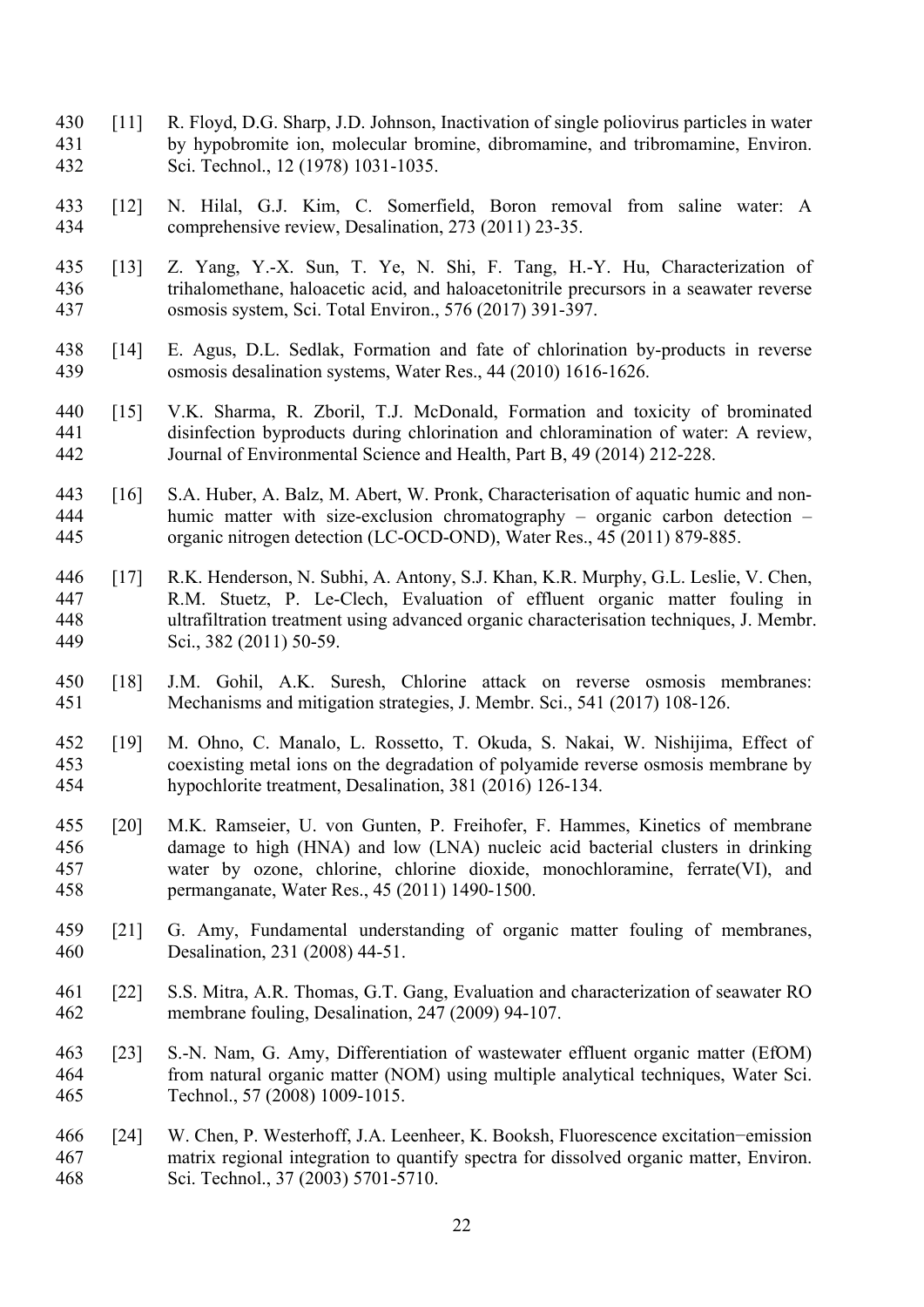[11] R. Floyd, D.G. Sharp, J.D. Johnson, Inactivation of single poliovirus particles in water by hypobromite ion, molecular bromine, dibromamine, and tribromamine, Environ. Sci. Technol., 12 (1978) 1031-1035.

[12] N. Hilal, G.J. Kim, C. Somerfield, Boron removal from saline water: A comprehensive review, Desalination, 273 (2011) 23-35.

[13] Z. Yang, Y.-X. Sun, T. Ye, N. Shi, F. Tang, H.-Y. Hu, Characterization of trihalomethane, haloacetic acid, and haloacetonitrile precursors in a seawater reverse osmosis system, Sci. Total Environ., 576 (2017) 391-397.

[14] E. Agus, D.L. Sedlak, Formation and fate of chlorination by-products in reverse osmosis desalination systems, Water Res., 44 (2010) 1616-1626.

[15] V.K. Sharma, R. Zboril, T.J. McDonald, Formation and toxicity of brominated disinfection byproducts during chlorination and chloramination of water: A review, Journal of Environmental Science and Health, Part B, 49 (2014) 212-228.

[16] S.A. Huber, A. Balz, M. Abert, W. Pronk, Characterisation of aquatic humic and non-humic matter with size-exclusion chromatography – organic carbon detection – organic nitrogen detection (LC-OCD-OND), Water Res., 45 (2011) 879-885.

[17] R.K. Henderson, N. Subhi, A. Antony, S.J. Khan, K.R. Murphy, G.L. Leslie, V. Chen, R.M. Stuetz, P. Le-Clech, Evaluation of effluent organic matter fouling in ultrafiltration treatment using advanced organic characterisation techniques, J. Membr. Sci., 382 (2011) 50-59.

[18] J.M. Gohil, A.K. Suresh, Chlorine attack on reverse osmosis membranes: Mechanisms and mitigation strategies, J. Membr. Sci., 541 (2017) 108-126.

[19] M. Ohno, C. Manalo, L. Rossetto, T. Okuda, S. Nakai, W. Nishijima, Effect of coexisting metal ions on the degradation of polyamide reverse osmosis membrane by hypochlorite treatment, Desalination, 381 (2016) 126-134.

[20] M.K. Ramseier, U. von Gunten, P. Freihofer, F. Hammes, Kinetics of membrane damage to high (HNA) and low (LNA) nucleic acid bacterial clusters in drinking water by ozone, chlorine, chlorine dioxide, monochloramine, ferrate(VI), and permanganate, Water Res., 45 (2011) 1490-1500.

[21] G. Amy, Fundamental understanding of organic matter fouling of membranes, Desalination, 231 (2008) 44-51.

[22] S.S. Mitra, A.R. Thomas, G.T. Gang, Evaluation and characterization of seawater RO membrane fouling, Desalination, 247 (2009) 94-107.

[23] S.-N. Nam, G. Amy, Differentiation of wastewater effluent organic matter (EfOM) from natural organic matter (NOM) using multiple analytical techniques, Water Sci. Technol., 57 (2008) 1009-1015.

[24] W. Chen, P. Westerhoff, J.A. Leenheer, K. Booksh, Fluorescence excitation−emission matrix regional integration to quantify spectra for dissolved organic matter, Environ. Sci. Technol., 37 (2003) 5701-5710.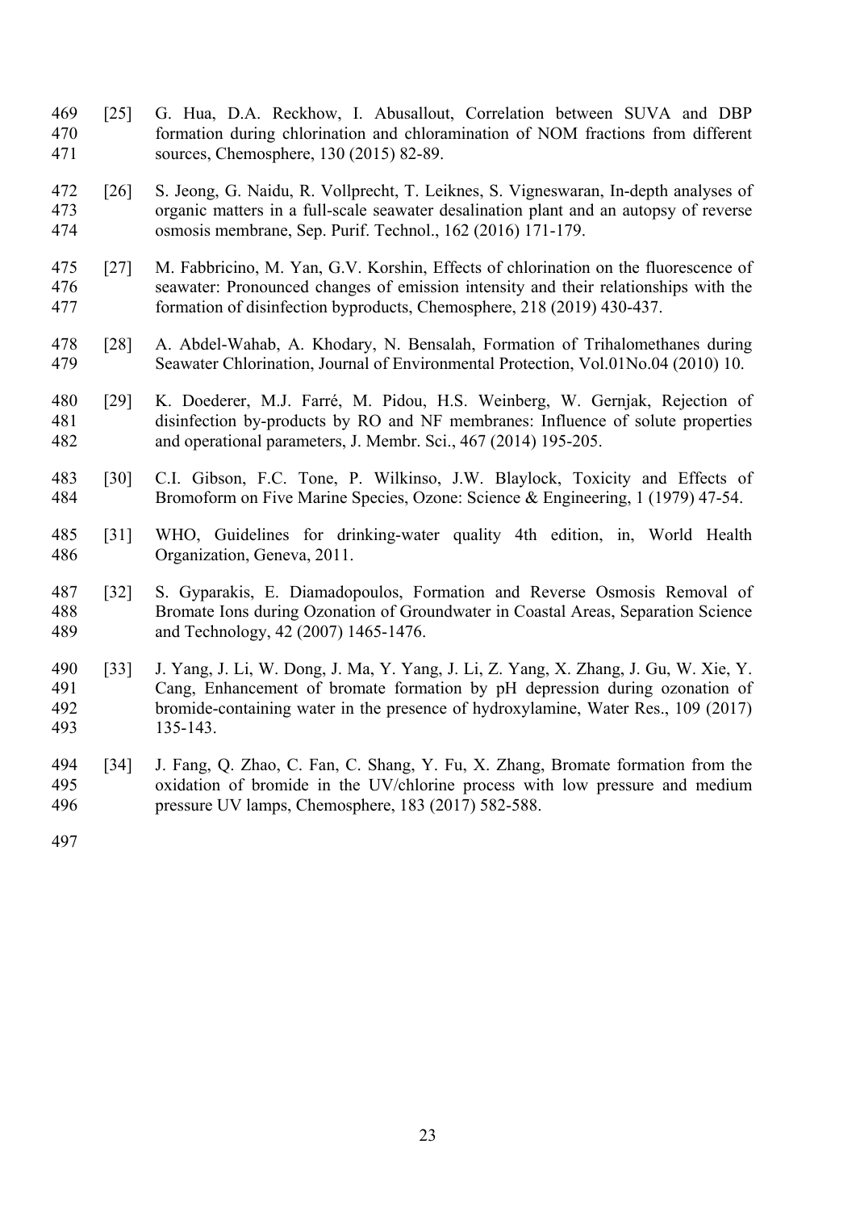[25] G. Hua, D.A. Reckhow, I. Abusallout, Correlation between SUVA and DBP formation during chlorination and chloramination of NOM fractions from different sources, Chemosphere, 130 (2015) 82-89.

[26] S. Jeong, G. Naidu, R. Vollprecht, T. Leiknes, S. Vigneswaran, In-depth analyses of organic matters in a full-scale seawater desalination plant and an autopsy of reverse osmosis membrane, Sep. Purif. Technol., 162 (2016) 171-179.

[27] M. Fabbricino, M. Yan, G.V. Korshin, Effects of chlorination on the fluorescence of seawater: Pronounced changes of emission intensity and their relationships with the formation of disinfection byproducts, Chemosphere, 218 (2019) 430-437.

[28] A. Abdel-Wahab, A. Khodary, N. Bensalah, Formation of Trihalomethanes during Seawater Chlorination, Journal of Environmental Protection, Vol.01No.04 (2010) 10.

[29] K. Doederer, M.J. Farré, M. Pidou, H.S. Weinberg, W. Gernjak, Rejection of disinfection by-products by RO and NF membranes: Influence of solute properties and operational parameters, J. Membr. Sci., 467 (2014) 195-205.

[30] C.I. Gibson, F.C. Tone, P. Wilkinso, J.W. Blaylock, Toxicity and Effects of Bromoform on Five Marine Species, Ozone: Science & Engineering, 1 (1979) 47-54.

[31] WHO, Guidelines for drinking-water quality 4th edition, in, World Health Organization, Geneva, 2011.

[32] S. Gyparakis, E. Diamadopoulos, Formation and Reverse Osmosis Removal of Bromate Ions during Ozonation of Groundwater in Coastal Areas, Separation Science and Technology, 42 (2007) 1465-1476.

[33] J. Yang, J. Li, W. Dong, J. Ma, Y. Yang, J. Li, Z. Yang, X. Zhang, J. Gu, W. Xie, Y. Cang, Enhancement of bromate formation by pH depression during ozonation of bromide-containing water in the presence of hydroxylamine, Water Res., 109 (2017) 135-143.

[34] J. Fang, Q. Zhao, C. Fan, C. Shang, Y. Fu, X. Zhang, Bromate formation from the oxidation of bromide in the UV/chlorine process with low pressure and medium pressure UV lamps, Chemosphere, 183 (2017) 582-588.